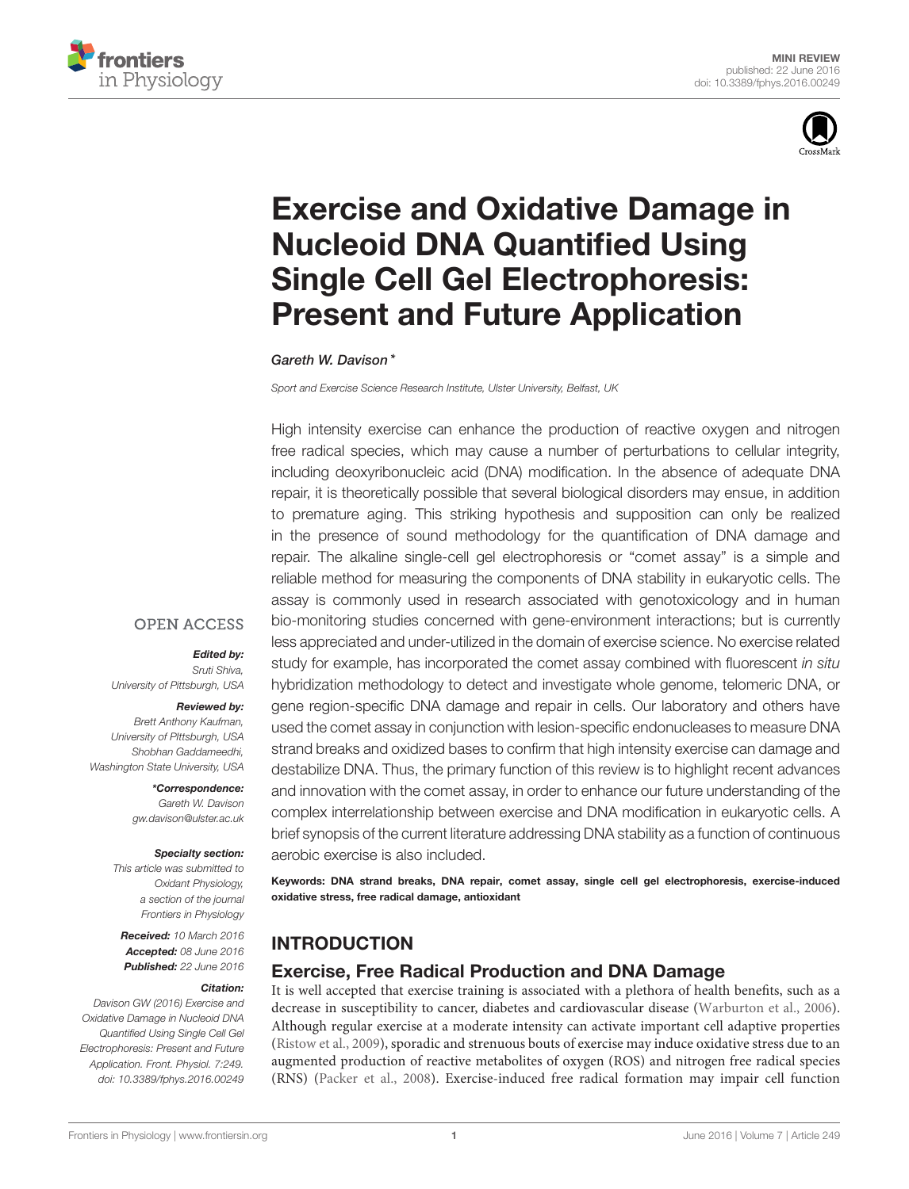MINI REVIEW
published: 22 June 2016
doi: 10.3389/fphys.2016.00249

# Exercise and Oxidative Damage in Nucleoid DNA Quantified Using Single Cell Gel Electrophoresis: Present and Future Application

*Gareth W. Davison\**

*Sport and Exercise Science Research Institute, Ulster University, Belfast, UK*

High intensity exercise can enhance the production of reactive oxygen and nitrogen free radical species, which may cause a number of perturbations to cellular integrity, including deoxyribonucleic acid (DNA) modification. In the absence of adequate DNA repair, it is theoretically possible that several biological disorders may ensue, in addition to premature aging. This striking hypothesis and supposition can only be realized in the presence of sound methodology for the quantification of DNA damage and repair. The alkaline single-cell gel electrophoresis or "comet assay" is a simple and reliable method for measuring the components of DNA stability in eukaryotic cells. The assay is commonly used in research associated with genotoxicology and in human bio-monitoring studies concerned with gene-environment interactions; but is currently less appreciated and under-utilized in the domain of exercise science. No exercise related study for example, has incorporated the comet assay combined with fluorescent *in situ* hybridization methodology to detect and investigate whole genome, telomeric DNA, or gene region-specific DNA damage and repair in cells. Our laboratory and others have used the comet assay in conjunction with lesion-specific endonucleases to measure DNA strand breaks and oxidized bases to confirm that high intensity exercise can damage and destabilize DNA. Thus, the primary function of this review is to highlight recent advances and innovation with the comet assay, in order to enhance our future understanding of the complex interrelationship between exercise and DNA modification in eukaryotic cells. A brief synopsis of the current literature addressing DNA stability as a function of continuous aerobic exercise is also included.

**Keywords: DNA strand breaks, DNA repair, comet assay, single cell gel electrophoresis, exercise-induced oxidative stress, free radical damage, antioxidant**

OPEN ACCESS

***Edited by:***
*Sruti Shiva,*
*University of Pittsburgh, USA*

***Reviewed by:***
*Brett Anthony Kaufman,*
*University of Pittsburgh, USA*
*Shobhan Gaddameedhi,*
*Washington State University, USA*

***\*Correspondence:***
*Gareth W. Davison*
*gw.davison@ulster.ac.uk*

***Specialty section:***
*This article was submitted to Oxidant Physiology, a section of the journal Frontiers in Physiology*

***Received:*** *10 March 2016*
***Accepted:*** *08 June 2016*
***Published:*** *22 June 2016*

***Citation:***
*Davison GW (2016) Exercise and Oxidative Damage in Nucleoid DNA Quantified Using Single Cell Gel Electrophoresis: Present and Future Application. Front. Physiol. 7:249. doi: 10.3389/fphys.2016.00249*

## INTRODUCTION

### Exercise, Free Radical Production and DNA Damage

It is well accepted that exercise training is associated with a plethora of health benefits, such as a decrease in susceptibility to cancer, diabetes and cardiovascular disease (Warburton et al., 2006). Although regular exercise at a moderate intensity can activate important cell adaptive properties (Ristow et al., 2009), sporadic and strenuous bouts of exercise may induce oxidative stress due to an augmented production of reactive metabolites of oxygen (ROS) and nitrogen free radical species (RNS) (Packer et al., 2008). Exercise-induced free radical formation may impair cell function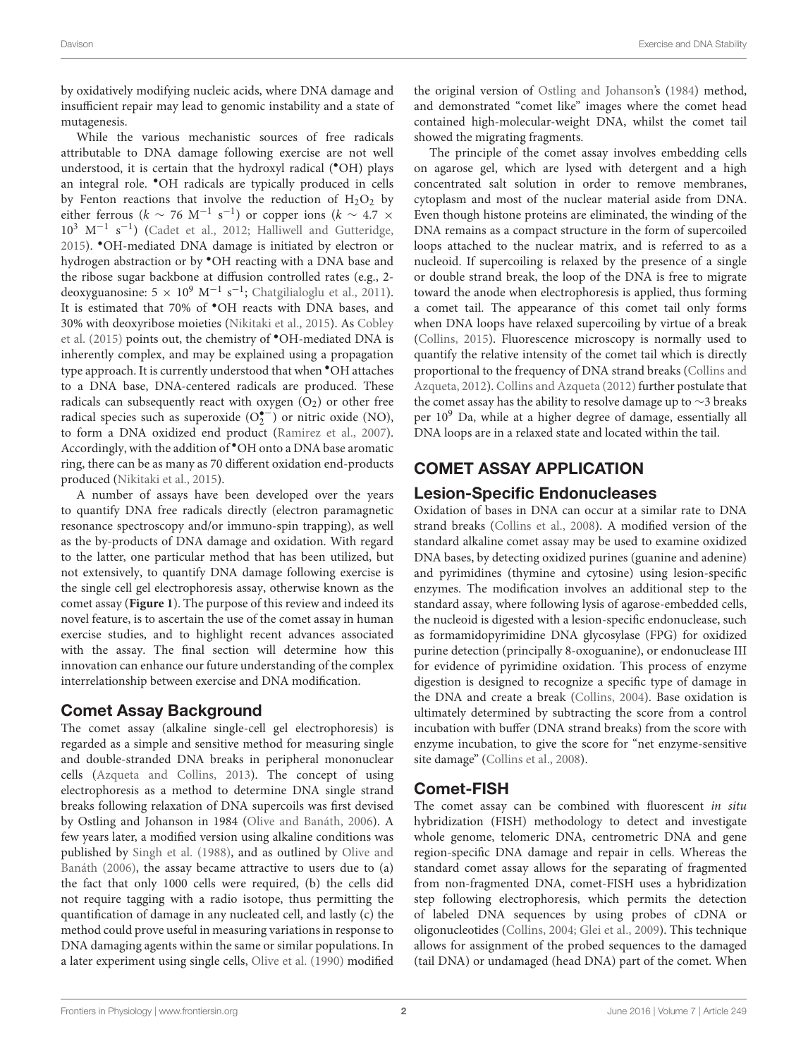by oxidatively modifying nucleic acids, where DNA damage and insufficient repair may lead to genomic instability and a state of mutagenesis.

While the various mechanistic sources of free radicals attributable to DNA damage following exercise are not well understood, it is certain that the hydroxyl radical ($^{\bullet}$OH) plays an integral role. $^{\bullet}$OH radicals are typically produced in cells by Fenton reactions that involve the reduction of $H_2O_2$ by either ferrous ($k \sim 76$ $M^{-1}$ $s^{-1}$) or copper ions ($k \sim 4.7 \times 10^3$ $M^{-1}$ $s^{-1}$) (Cadet et al., 2012; Halliwell and Gutteridge, 2015). $^{\bullet}$OH-mediated DNA damage is initiated by electron or hydrogen abstraction or by $^{\bullet}$OH reacting with a DNA base and the ribose sugar backbone at diffusion controlled rates (e.g., 2-deoxyguanosine: $5 \times 10^9$ $M^{-1}$ $s^{-1}$; Chatgilialoglu et al., 2011). It is estimated that 70% of $^{\bullet}$OH reacts with DNA bases, and 30% with deoxyribose moieties (Nikitaki et al., 2015). As Cobley et al. (2015) points out, the chemistry of $^{\bullet}$OH-mediated DNA is inherently complex, and may be explained using a propagation type approach. It is currently understood that when $^{\bullet}$OH attaches to a DNA base, DNA-centered radicals are produced. These radicals can subsequently react with oxygen ($O_2$) or other free radical species such as superoxide ($O_2^{\bullet-}$) or nitric oxide (NO), to form a DNA oxidized end product (Ramirez et al., 2007). Accordingly, with the addition of $^{\bullet}$OH onto a DNA base aromatic ring, there can be as many as 70 different oxidation end-products produced (Nikitaki et al., 2015).

A number of assays have been developed over the years to quantify DNA free radicals directly (electron paramagnetic resonance spectroscopy and/or immuno-spin trapping), as well as the by-products of DNA damage and oxidation. With regard to the latter, one particular method that has been utilized, but not extensively, to quantify DNA damage following exercise is the single cell gel electrophoresis assay, otherwise known as the comet assay (**Figure 1**). The purpose of this review and indeed its novel feature, is to ascertain the use of the comet assay in human exercise studies, and to highlight recent advances associated with the assay. The final section will determine how this innovation can enhance our future understanding of the complex interrelationship between exercise and DNA modification.

## Comet Assay Background

The comet assay (alkaline single-cell gel electrophoresis) is regarded as a simple and sensitive method for measuring single and double-stranded DNA breaks in peripheral mononuclear cells (Azqueta and Collins, 2013). The concept of using electrophoresis as a method to determine DNA single strand breaks following relaxation of DNA supercoils was first devised by Ostling and Johanson in 1984 (Olive and Banáth, 2006). A few years later, a modified version using alkaline conditions was published by Singh et al. (1988), and as outlined by Olive and Banáth (2006), the assay became attractive to users due to (a) the fact that only 1000 cells were required, (b) the cells did not require tagging with a radio isotope, thus permitting the quantification of damage in any nucleated cell, and lastly (c) the method could prove useful in measuring variations in response to DNA damaging agents within the same or similar populations. In a later experiment using single cells, Olive et al. (1990) modified the original version of Ostling and Johanson's (1984) method, and demonstrated "comet like" images where the comet head contained high-molecular-weight DNA, whilst the comet tail showed the migrating fragments.

The principle of the comet assay involves embedding cells on agarose gel, which are lysed with detergent and a high concentrated salt solution in order to remove membranes, cytoplasm and most of the nuclear material aside from DNA. Even though histone proteins are eliminated, the winding of the DNA remains as a compact structure in the form of supercoiled loops attached to the nuclear matrix, and is referred to as a nucleoid. If supercoiling is relaxed by the presence of a single or double strand break, the loop of the DNA is free to migrate toward the anode when electrophoresis is applied, thus forming a comet tail. The appearance of this comet tail only forms when DNA loops have relaxed supercoiling by virtue of a break (Collins, 2015). Fluorescence microscopy is normally used to quantify the relative intensity of the comet tail which is directly proportional to the frequency of DNA strand breaks (Collins and Azqueta, 2012). Collins and Azqueta (2012) further postulate that the comet assay has the ability to resolve damage up to $\sim$3 breaks per $10^9$ Da, while at a higher degree of damage, essentially all DNA loops are in a relaxed state and located within the tail.

# COMET ASSAY APPLICATION

## Lesion-Specific Endonucleases

Oxidation of bases in DNA can occur at a similar rate to DNA strand breaks (Collins et al., 2008). A modified version of the standard alkaline comet assay may be used to examine oxidized DNA bases, by detecting oxidized purines (guanine and adenine) and pyrimidines (thymine and cytosine) using lesion-specific enzymes. The modification involves an additional step to the standard assay, where following lysis of agarose-embedded cells, the nucleoid is digested with a lesion-specific endonuclease, such as formamidopyrimidine DNA glycosylase (FPG) for oxidized purine detection (principally 8-oxoguanine), or endonuclease III for evidence of pyrimidine oxidation. This process of enzyme digestion is designed to recognize a specific type of damage in the DNA and create a break (Collins, 2004). Base oxidation is ultimately determined by subtracting the score from a control incubation with buffer (DNA strand breaks) from the score with enzyme incubation, to give the score for "net enzyme-sensitive site damage" (Collins et al., 2008).

## Comet-FISH

The comet assay can be combined with fluorescent *in situ* hybridization (FISH) methodology to detect and investigate whole genome, telomeric DNA, centromeric DNA and gene region-specific DNA damage and repair in cells. Whereas the standard comet assay allows for the separating of fragmented from non-fragmented DNA, comet-FISH uses a hybridization step following electrophoresis, which permits the detection of labeled DNA sequences by using probes of cDNA or oligonucleotides (Collins, 2004; Glei et al., 2009). This technique allows for assignment of the probed sequences to the damaged (tail DNA) or undamaged (head DNA) part of the comet. When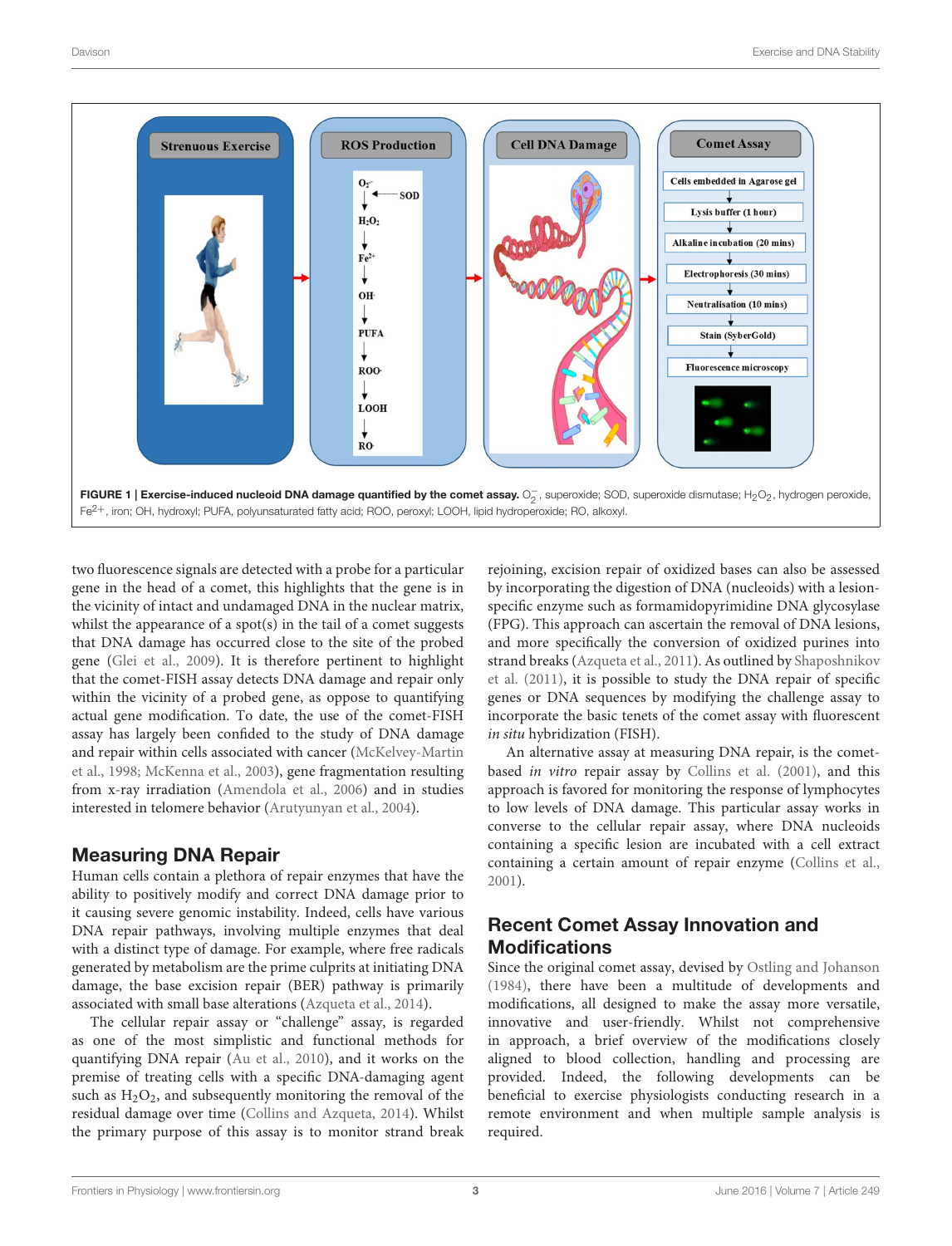FIGURE 1 | **Exercise-induced nucleoid DNA damage quantified by the comet assay.** $O_2^-$, superoxide; SOD, superoxide dismutase; $H_2O_2$, hydrogen peroxide, $Fe^{2+}$, iron; OH, hydroxyl; PUFA, polyunsaturated fatty acid; ROO, peroxyl; LOOH, lipid hydroperoxide; RO, alkoxyl.

two fluorescence signals are detected with a probe for a particular gene in the head of a comet, this highlights that the gene is in the vicinity of intact and undamaged DNA in the nuclear matrix, whilst the appearance of a spot(s) in the tail of a comet suggests that DNA damage has occurred close to the site of the probed gene (Glei et al., 2009). It is therefore pertinent to highlight that the comet-FISH assay detects DNA damage and repair only within the vicinity of a probed gene, as oppose to quantifying actual gene modification. To date, the use of the comet-FISH assay has largely been confided to the study of DNA damage and repair within cells associated with cancer (McKelvey-Martin et al., 1998; McKenna et al., 2003), gene fragmentation resulting from x-ray irradiation (Amendola et al., 2006) and in studies interested in telomere behavior (Arutyunyan et al., 2004).

## Measuring DNA Repair

Human cells contain a plethora of repair enzymes that have the ability to positively modify and correct DNA damage prior to it causing severe genomic instability. Indeed, cells have various DNA repair pathways, involving multiple enzymes that deal with a distinct type of damage. For example, where free radicals generated by metabolism are the prime culprits at initiating DNA damage, the base excision repair (BER) pathway is primarily associated with small base alterations (Azqueta et al., 2014).

The cellular repair assay or "challenge" assay, is regarded as one of the most simplistic and functional methods for quantifying DNA repair (Au et al., 2010), and it works on the premise of treating cells with a specific DNA-damaging agent such as $H_2O_2$, and subsequently monitoring the removal of the residual damage over time (Collins and Azqueta, 2014). Whilst the primary purpose of this assay is to monitor strand break rejoining, excision repair of oxidized bases can also be assessed by incorporating the digestion of DNA (nucleoids) with a lesion-specific enzyme such as formamidopyrimidine DNA glycosylase (FPG). This approach can ascertain the removal of DNA lesions, and more specifically the conversion of oxidized purines into strand breaks (Azqueta et al., 2011). As outlined by Shaposhnikov et al. (2011), it is possible to study the DNA repair of specific genes or DNA sequences by modifying the challenge assay to incorporate the basic tenets of the comet assay with fluorescent *in situ* hybridization (FISH).

An alternative assay at measuring DNA repair, is the comet-based *in vitro* repair assay by Collins et al. (2001), and this approach is favored for monitoring the response of lymphocytes to low levels of DNA damage. This particular assay works in converse to the cellular repair assay, where DNA nucleoids containing a specific lesion are incubated with a cell extract containing a certain amount of repair enzyme (Collins et al., 2001).

## Recent Comet Assay Innovation and Modifications

Since the original comet assay, devised by Ostling and Johanson (1984), there have been a multitude of developments and modifications, all designed to make the assay more versatile, innovative and user-friendly. Whilst not comprehensive in approach, a brief overview of the modifications closely aligned to blood collection, handling and processing are provided. Indeed, the following developments can be beneficial to exercise physiologists conducting research in a remote environment and when multiple sample analysis is required.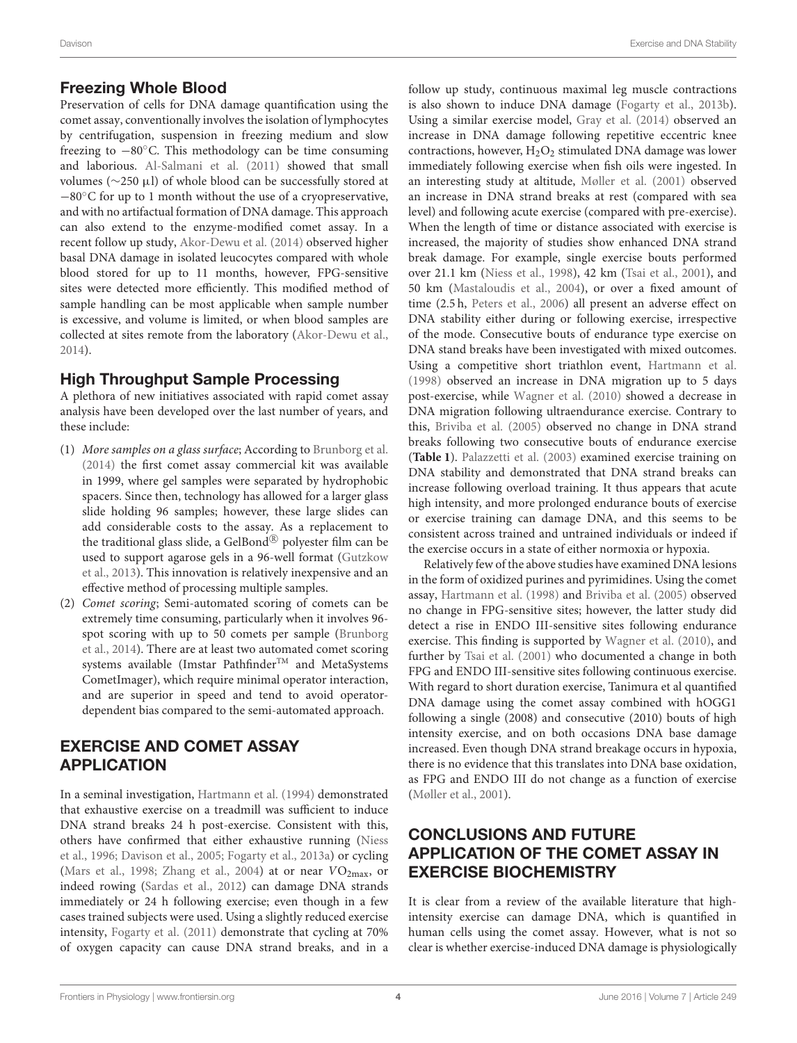## Freezing Whole Blood

Preservation of cells for DNA damage quantification using the comet assay, conventionally involves the isolation of lymphocytes by centrifugation, suspension in freezing medium and slow freezing to −80°C. This methodology can be time consuming and laborious. Al-Salmani et al. (2011) showed that small volumes (∼250 μl) of whole blood can be successfully stored at −80°C for up to 1 month without the use of a cryopreservative, and with no artifactual formation of DNA damage. This approach can also extend to the enzyme-modified comet assay. In a recent follow up study, Akor-Dewu et al. (2014) observed higher basal DNA damage in isolated leucocytes compared with whole blood stored for up to 11 months, however, FPG-sensitive sites were detected more efficiently. This modified method of sample handling can be most applicable when sample number is excessive, and volume is limited, or when blood samples are collected at sites remote from the laboratory (Akor-Dewu et al., 2014).

## High Throughput Sample Processing

A plethora of new initiatives associated with rapid comet assay analysis have been developed over the last number of years, and these include:

(1) *More samples on a glass surface*; According to Brunborg et al. (2014) the first comet assay commercial kit was available in 1999, where gel samples were separated by hydrophobic spacers. Since then, technology has allowed for a larger glass slide holding 96 samples; however, these large slides can add considerable costs to the assay. As a replacement to the traditional glass slide, a GelBond® polyester film can be used to support agarose gels in a 96-well format (Gutzkow et al., 2013). This innovation is relatively inexpensive and an effective method of processing multiple samples.

(2) *Comet scoring*; Semi-automated scoring of comets can be extremely time consuming, particularly when it involves 96-spot scoring with up to 50 comets per sample (Brunborg et al., 2014). There are at least two automated comet scoring systems available (Imstar Pathfinder™ and MetaSystems CometImager), which require minimal operator interaction, and are superior in speed and tend to avoid operator-dependent bias compared to the semi-automated approach.

# EXERCISE AND COMET ASSAY APPLICATION

In a seminal investigation, Hartmann et al. (1994) demonstrated that exhaustive exercise on a treadmill was sufficient to induce DNA strand breaks 24 h post-exercise. Consistent with this, others have confirmed that either exhaustive running (Niess et al., 1996; Davison et al., 2005; Fogarty et al., 2013a) or cycling (Mars et al., 1998; Zhang et al., 2004) at or near $VO_{2max}$, or indeed rowing (Sardas et al., 2012) can damage DNA strands immediately or 24 h following exercise; even though in a few cases trained subjects were used. Using a slightly reduced exercise intensity, Fogarty et al. (2011) demonstrate that cycling at 70% of oxygen capacity can cause DNA strand breaks, and in a follow up study, continuous maximal leg muscle contractions is also shown to induce DNA damage (Fogarty et al., 2013b). Using a similar exercise model, Gray et al. (2014) observed an increase in DNA damage following repetitive eccentric knee contractions, however, $H_2O_2$ stimulated DNA damage was lower immediately following exercise when fish oils were ingested. In an interesting study at altitude, Møller et al. (2001) observed an increase in DNA strand breaks at rest (compared with sea level) and following acute exercise (compared with pre-exercise). When the length of time or distance associated with exercise is increased, the majority of studies show enhanced DNA strand break damage. For example, single exercise bouts performed over 21.1 km (Niess et al., 1998), 42 km (Tsai et al., 2001), and 50 km (Mastaloudis et al., 2004), or over a fixed amount of time (2.5 h, Peters et al., 2006) all present an adverse effect on DNA stability either during or following exercise, irrespective of the mode. Consecutive bouts of endurance type exercise on DNA stand breaks have been investigated with mixed outcomes. Using a competitive short triathlon event, Hartmann et al. (1998) observed an increase in DNA migration up to 5 days post-exercise, while Wagner et al. (2010) showed a decrease in DNA migration following ultraendurance exercise. Contrary to this, Briviba et al. (2005) observed no change in DNA strand breaks following two consecutive bouts of endurance exercise (**Table 1**). Palazzetti et al. (2003) examined exercise training on DNA stability and demonstrated that DNA strand breaks can increase following overload training. It thus appears that acute high intensity, and more prolonged endurance bouts of exercise or exercise training can damage DNA, and this seems to be consistent across trained and untrained individuals or indeed if the exercise occurs in a state of either normoxia or hypoxia.

Relatively few of the above studies have examined DNA lesions in the form of oxidized purines and pyrimidines. Using the comet assay, Hartmann et al. (1998) and Briviba et al. (2005) observed no change in FPG-sensitive sites; however, the latter study did detect a rise in ENDO III-sensitive sites following endurance exercise. This finding is supported by Wagner et al. (2010), and further by Tsai et al. (2001) who documented a change in both FPG and ENDO III-sensitive sites following continuous exercise. With regard to short duration exercise, Tanimura et al quantified DNA damage using the comet assay combined with hOGG1 following a single (2008) and consecutive (2010) bouts of high intensity exercise, and on both occasions DNA base damage increased. Even though DNA strand breakage occurs in hypoxia, there is no evidence that this translates into DNA base oxidation, as FPG and ENDO III do not change as a function of exercise (Møller et al., 2001).

# CONCLUSIONS AND FUTURE APPLICATION OF THE COMET ASSAY IN EXERCISE BIOCHEMISTRY

It is clear from a review of the available literature that high-intensity exercise can damage DNA, which is quantified in human cells using the comet assay. However, what is not so clear is whether exercise-induced DNA damage is physiologically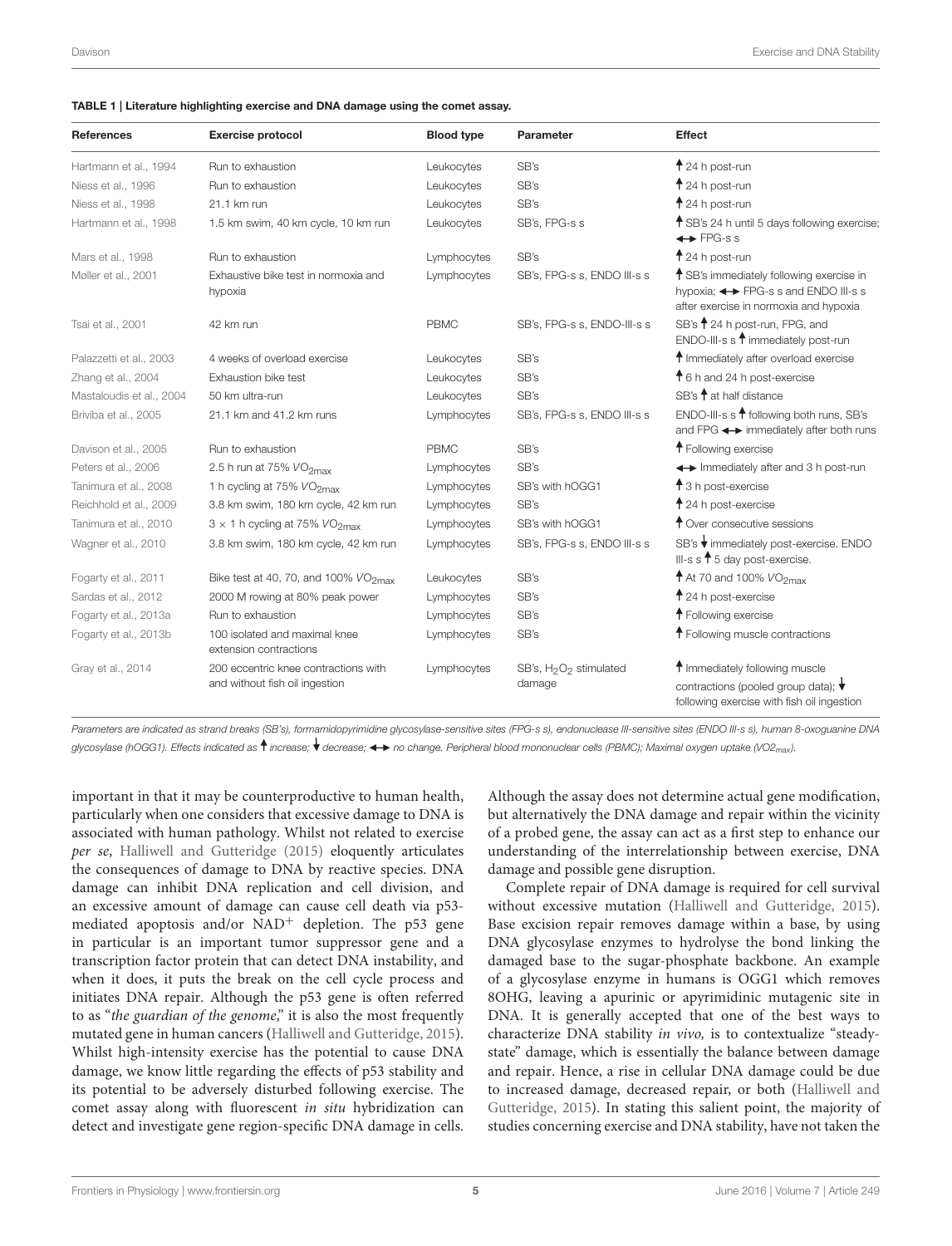**TABLE 1 | Literature highlighting exercise and DNA damage using the comet assay.**

| References | Exercise protocol | Blood type | Parameter | Effect |
|---|---|---|---|---|
| Hartmann et al., 1994 | Run to exhaustion | Leukocytes | SB's | ↑ 24 h post-run |
| Niess et al., 1996 | Run to exhaustion | Leukocytes | SB's | ↑ 24 h post-run |
| Niess et al., 1998 | 21.1 km run | Leukocytes | SB's | ↑ 24 h post-run |
| Hartmann et al., 1998 | 1.5 km swim, 40 km cycle, 10 km run | Leukocytes | SB's, FPG-s s | ↑ SB's 24 h until 5 days following exercise; ↔ FPG-s s |
| Mars et al., 1998 | Run to exhaustion | Lymphocytes | SB's | ↑ 24 h post-run |
| Møller et al., 2001 | Exhaustive bike test in normoxia and hypoxia | Lymphocytes | SB's, FPG-s s, ENDO III-s s | ↑ SB's immediately following exercise in hypoxia; ↔ FPG-s s and ENDO III-s s after exercise in normoxia and hypoxia |
| Tsai et al., 2001 | 42 km run | PBMC | SB's, FPG-s s, ENDO-III-s s | SB's ↑ 24 h post-run, FPG, and ENDO-III-s s ↑ immediately post-run |
| Palazzetti et al., 2003 | 4 weeks of overload exercise | Leukocytes | SB's | ↑ Immediately after overload exercise |
| Zhang et al., 2004 | Exhaustion bike test | Leukocytes | SB's | ↑ 6 h and 24 h post-exercise |
| Mastaloudis et al., 2004 | 50 km ultra-run | Leukocytes | SB's | SB's ↑ at half distance |
| Briviba et al., 2005 | 21.1 km and 41.2 km runs | Lymphocytes | SB's, FPG-s s, ENDO III-s s | ENDO-III-s s ↑ following both runs, SB's and FPG ↔ immediately after both runs |
| Davison et al., 2005 | Run to exhaustion | PBMC | SB's | ↑ Following exercise |
| Peters et al., 2006 | 2.5 h run at 75% $VO_{2max}$ | Lymphocytes | SB's | ↔ Immediately after and 3 h post-run |
| Tanimura et al., 2008 | 1 h cycling at 75% $VO_{2max}$ | Lymphocytes | SB's with hOGG1 | ↑ 3 h post-exercise |
| Reichhold et al., 2009 | 3.8 km swim, 180 km cycle, 42 km run | Lymphocytes | SB's | ↑ 24 h post-exercise |
| Tanimura et al., 2010 | 3 × 1 h cycling at 75% $VO_{2max}$ | Lymphocytes | SB's with hOGG1 | ↑ Over consecutive sessions |
| Wagner et al., 2010 | 3.8 km swim, 180 km cycle, 42 km run | Lymphocytes | SB's, FPG-s s, ENDO III-s s | SB's ↓ immediately post-exercise. ENDO III-s s ↑ 5 day post-exercise. |
| Fogarty et al., 2011 | Bike test at 40, 70, and 100% $VO_{2max}$ | Leukocytes | SB's | ↑ At 70 and 100% $VO_{2max}$ |
| Sardas et al., 2012 | 2000 M rowing at 80% peak power | Lymphocytes | SB's | ↑ 24 h post-exercise |
| Fogarty et al., 2013a | Run to exhaustion | Lymphocytes | SB's | ↑ Following exercise |
| Fogarty et al., 2013b | 100 isolated and maximal knee extension contractions | Lymphocytes | SB's | ↑ Following muscle contractions |
| Gray et al., 2014 | 200 eccentric knee contractions with and without fish oil ingestion | Lymphocytes | SB's, $H_2O_2$ stimulated damage | ↑ Immediately following muscle contractions (pooled group data); ↓ following exercise with fish oil ingestion |

*Parameters are indicated as strand breaks (SB's), formamidopyrimidine glycosylase-sensitive sites (FPG-s s), endonuclease III-sensitive sites (ENDO III-s s), human 8-oxoguanine DNA glycosylase (hOGG1). Effects indicated as ↑ increase; ↓ decrease; ↔ no change. Peripheral blood mononuclear cells (PBMC); Maximal oxygen uptake ($VO_{2max}$).*

important in that it may be counterproductive to human health, particularly when one considers that excessive damage to DNA is associated with human pathology. Whilst not related to exercise *per se*, Halliwell and Gutteridge (2015) eloquently articulates the consequences of damage to DNA by reactive species. DNA damage can inhibit DNA replication and cell division, and an excessive amount of damage can cause cell death via p53-mediated apoptosis and/or $NAD^+$ depletion. The p53 gene in particular is an important tumor suppressor gene and a transcription factor protein that can detect DNA instability, and when it does, it puts the break on the cell cycle process and initiates DNA repair. Although the p53 gene is often referred to as "*the guardian of the genome*," it is also the most frequently mutated gene in human cancers (Halliwell and Gutteridge, 2015). Whilst high-intensity exercise has the potential to cause DNA damage, we know little regarding the effects of p53 stability and its potential to be adversely disturbed following exercise. The comet assay along with fluorescent *in situ* hybridization can detect and investigate gene region-specific DNA damage in cells. Although the assay does not determine actual gene modification, but alternatively the DNA damage and repair within the vicinity of a probed gene, the assay can act as a first step to enhance our understanding of the interrelationship between exercise, DNA damage and possible gene disruption.

Complete repair of DNA damage is required for cell survival without excessive mutation (Halliwell and Gutteridge, 2015). Base excision repair removes damage within a base, by using DNA glycosylase enzymes to hydrolyse the bond linking the damaged base to the sugar-phosphate backbone. An example of a glycosylase enzyme in humans is OGG1 which removes 8OHG, leaving a apurinic or apyrimidinic mutagenic site in DNA. It is generally accepted that one of the best ways to characterize DNA stability *in vivo,* is to contextualize "steady-state" damage, which is essentially the balance between damage and repair. Hence, a rise in cellular DNA damage could be due to increased damage, decreased repair, or both (Halliwell and Gutteridge, 2015). In stating this salient point, the majority of studies concerning exercise and DNA stability, have not taken the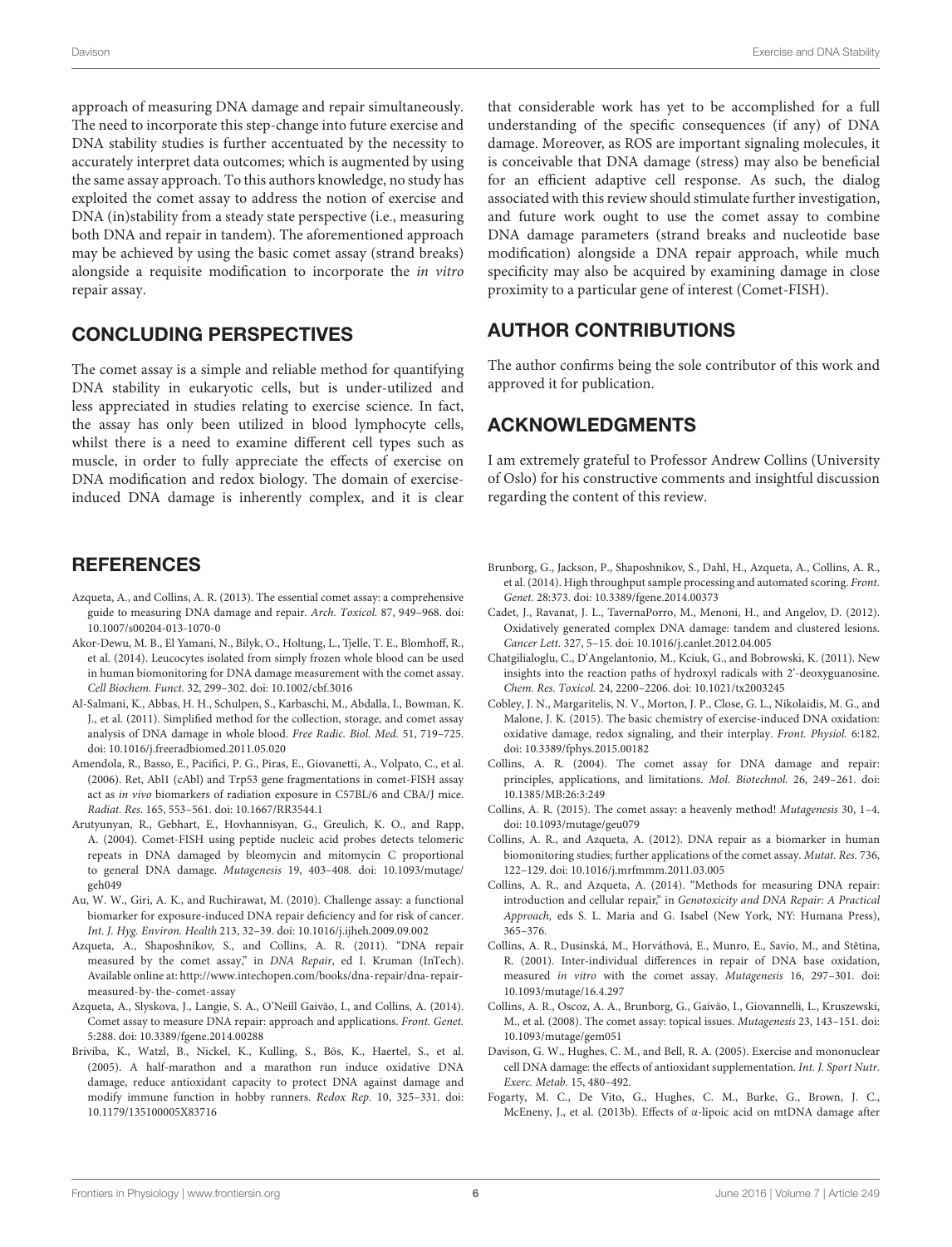approach of measuring DNA damage and repair simultaneously. The need to incorporate this step-change into future exercise and DNA stability studies is further accentuated by the necessity to accurately interpret data outcomes; which is augmented by using the same assay approach. To this authors knowledge, no study has exploited the comet assay to address the notion of exercise and DNA (in)stability from a steady state perspective (i.e., measuring both DNA and repair in tandem). The aforementioned approach may be achieved by using the basic comet assay (strand breaks) alongside a requisite modification to incorporate the *in vitro* repair assay.

## CONCLUDING PERSPECTIVES

The comet assay is a simple and reliable method for quantifying DNA stability in eukaryotic cells, but is under-utilized and less appreciated in studies relating to exercise science. In fact, the assay has only been utilized in blood lymphocyte cells, whilst there is a need to examine different cell types such as muscle, in order to fully appreciate the effects of exercise on DNA modification and redox biology. The domain of exercise-induced DNA damage is inherently complex, and it is clear that considerable work has yet to be accomplished for a full understanding of the specific consequences (if any) of DNA damage. Moreover, as ROS are important signaling molecules, it is conceivable that DNA damage (stress) may also be beneficial for an efficient adaptive cell response. As such, the dialog associated with this review should stimulate further investigation, and future work ought to use the comet assay to combine DNA damage parameters (strand breaks and nucleotide base modification) alongside a DNA repair approach, while much specificity may also be acquired by examining damage in close proximity to a particular gene of interest (Comet-FISH).

## AUTHOR CONTRIBUTIONS

The author confirms being the sole contributor of this work and approved it for publication.

## ACKNOWLEDGMENTS

I am extremely grateful to Professor Andrew Collins (University of Oslo) for his constructive comments and insightful discussion regarding the content of this review.

## REFERENCES

Azqueta, A., and Collins, A. R. (2013). The essential comet assay: a comprehensive guide to measuring DNA damage and repair. *Arch. Toxicol.* 87, 949–968. doi: 10.1007/s00204-013-1070-0

Akor-Dewu, M. B., El Yamani, N., Bilyk, O., Holtung, L., Tjelle, T. E., Blomhoff, R., et al. (2014). Leucocytes isolated from simply frozen whole blood can be used in human biomonitoring for DNA damage measurement with the comet assay. *Cell Biochem. Funct.* 32, 299–302. doi: 10.1002/cbf.3016

Al-Salmani, K., Abbas, H. H., Schulpen, S., Karbaschi, M., Abdalla, I., Bowman, K. J., et al. (2011). Simplified method for the collection, storage, and comet assay analysis of DNA damage in whole blood. *Free Radic. Biol. Med.* 51, 719–725. doi: 10.1016/j.freeradbiomed.2011.05.020

Amendola, R., Basso, E., Pacifici, P. G., Piras, E., Giovanetti, A., Volpato, C., et al. (2006). Ret, Abl1 (cAbl) and Trp53 gene fragmentations in comet-FISH assay act as *in vivo* biomarkers of radiation exposure in C57BL/6 and CBA/J mice. *Radiat. Res.* 165, 553–561. doi: 10.1667/RR3544.1

Arutyunyan, R., Gebhart, E., Hovhannisyan, G., Greulich, K. O., and Rapp, A. (2004). Comet-FISH using peptide nucleic acid probes detects telomeric repeats in DNA damaged by bleomycin and mitomycin C proportional to general DNA damage. *Mutagenesis* 19, 403–408. doi: 10.1093/mutage/geh049

Au, W. W., Giri, A. K., and Ruchirawat, M. (2010). Challenge assay: a functional biomarker for exposure-induced DNA repair deficiency and for risk of cancer. *Int. J. Hyg. Environ. Health* 213, 32–39. doi: 10.1016/j.ijheh.2009.09.002

Azqueta, A., Shaposhnikov, S., and Collins, A. R. (2011). "DNA repair measured by the comet assay," in *DNA Repair*, ed I. Kruman (InTech). Available online at: http://www.intechopen.com/books/dna-repair/dna-repair-measured-by-the-comet-assay

Azqueta, A., Slyskova, J., Langie, S. A., O'Neill Gaivão, I., and Collins, A. (2014). Comet assay to measure DNA repair: approach and applications. *Front. Genet.* 5:288. doi: 10.3389/fgene.2014.00288

Briviba, K., Watzl, B., Nickel, K., Kulling, S., Bös, K., Haertel, S., et al. (2005). A half-marathon and a marathon run induce oxidative DNA damage, reduce antioxidant capacity to protect DNA against damage and modify immune function in hobby runners. *Redox Rep.* 10, 325–331. doi: 10.1179/135100005X83716

Brunborg, G., Jackson, P., Shaposhnikov, S., Dahl, H., Azqueta, A., Collins, A. R., et al. (2014). High throughput sample processing and automated scoring. *Front. Genet.* 28:373. doi: 10.3389/fgene.2014.00373

Cadet, J., Ravanat, J. L., TavernaPorro, M., Menoni, H., and Angelov, D. (2012). Oxidatively generated complex DNA damage: tandem and clustered lesions. *Cancer Lett.* 327, 5–15. doi: 10.1016/j.canlet.2012.04.005

Chatgilialoglu, C., D'Angelantonio, M., Kciuk, G., and Bobrowski, K. (2011). New insights into the reaction paths of hydroxyl radicals with 2'-deoxyguanosine. *Chem. Res. Toxicol.* 24, 2200–2206. doi: 10.1021/tx2003245

Cobley, J. N., Margaritelis, N. V., Morton, J. P., Close, G. L., Nikolaidis, M. G., and Malone, J. K. (2015). The basic chemistry of exercise-induced DNA oxidation: oxidative damage, redox signaling, and their interplay. *Front. Physiol.* 6:182. doi: 10.3389/fphys.2015.00182

Collins, A. R. (2004). The comet assay for DNA damage and repair: principles, applications, and limitations. *Mol. Biotechnol.* 26, 249–261. doi: 10.1385/MB:26:3:249

Collins, A. R. (2015). The comet assay: a heavenly method! *Mutagenesis* 30, 1–4. doi: 10.1093/mutage/geu079

Collins, A. R., and Azqueta, A. (2012). DNA repair as a biomarker in human biomonitoring studies; further applications of the comet assay. *Mutat. Res.* 736, 122–129. doi: 10.1016/j.mrfmmm.2011.03.005

Collins, A. R., and Azqueta, A. (2014). "Methods for measuring DNA repair: introduction and cellular repair," in *Genotoxicity and DNA Repair: A Practical Approach*, eds S. L. Maria and G. Isabel (New York, NY: Humana Press), 365–376.

Collins, A. R., Dusinská, M., Horváthová, E., Munro, E., Savio, M., and Stětina, R. (2001). Inter-individual differences in repair of DNA base oxidation, measured *in vitro* with the comet assay. *Mutagenesis* 16, 297–301. doi: 10.1093/mutage/16.4.297

Collins, A. R., Oscoz, A. A., Brunborg, G., Gaivão, I., Giovannelli, L., Kruszewski, M., et al. (2008). The comet assay: topical issues. *Mutagenesis* 23, 143–151. doi: 10.1093/mutage/gem051

Davison, G. W., Hughes, C. M., and Bell, R. A. (2005). Exercise and mononuclear cell DNA damage: the effects of antioxidant supplementation. *Int. J. Sport Nutr. Exerc. Metab.* 15, 480–492.

Fogarty, M. C., De Vito, G., Hughes, C. M., Burke, G., Brown, J. C., McEneny, J., et al. (2013b). Effects of α-lipoic acid on mtDNA damage after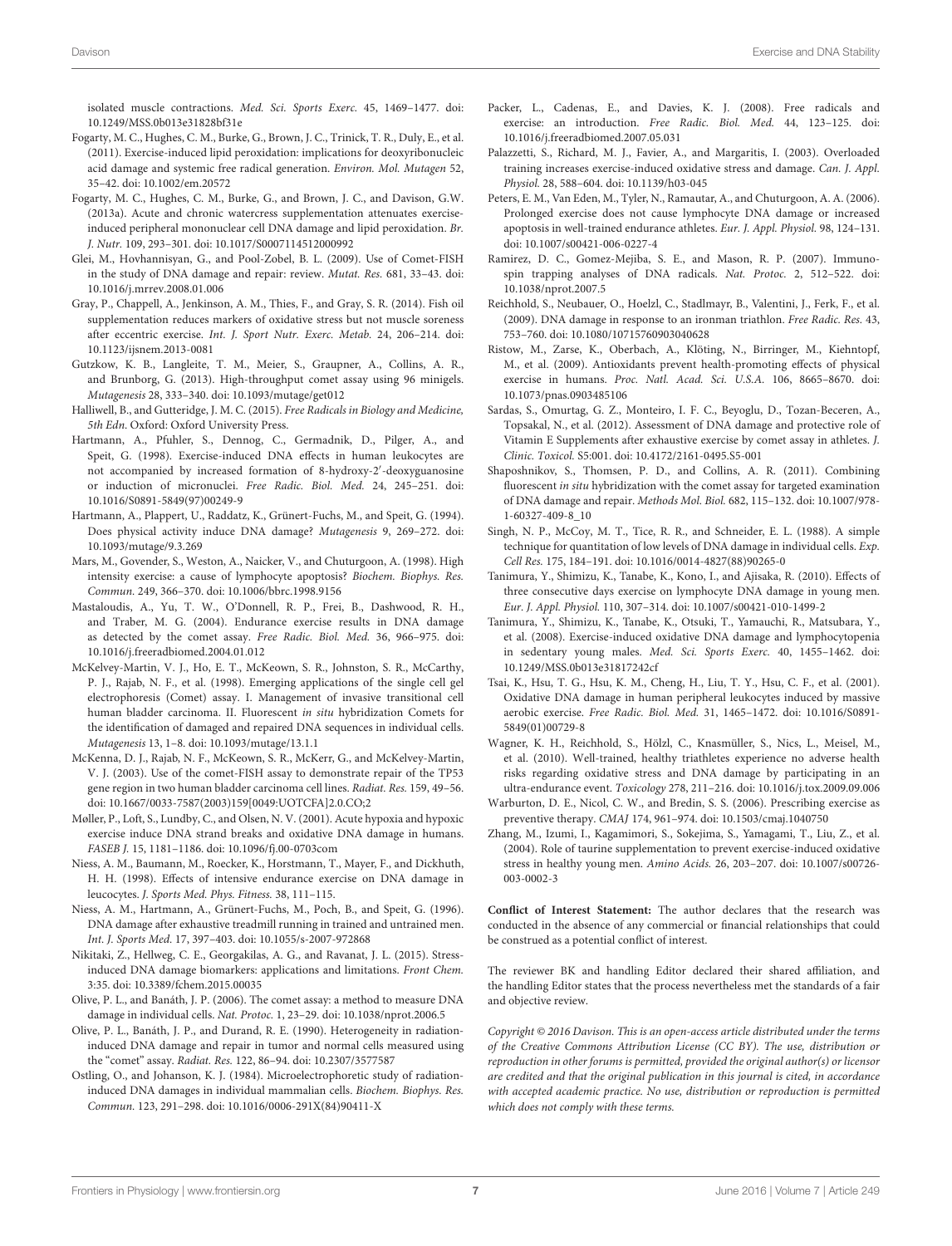isolated muscle contractions. *Med. Sci. Sports Exerc.* 45, 1469–1477. doi: 10.1249/MSS.0b013e31828bf31e

Fogarty, M. C., Hughes, C. M., Burke, G., Brown, J. C., Trinick, T. R., Duly, E., et al. (2011). Exercise-induced lipid peroxidation: implications for deoxyribonucleic acid damage and systemic free radical generation. *Environ. Mol. Mutagen* 52, 35–42. doi: 10.1002/em.20572

Fogarty, M. C., Hughes, C. M., Burke, G., and Brown, J. C., and Davison, G.W. (2013a). Acute and chronic watercress supplementation attenuates exercise-induced peripheral mononuclear cell DNA damage and lipid peroxidation. *Br. J. Nutr.* 109, 293–301. doi: 10.1017/S0007114512000992

Glei, M., Hovhannisyan, G., and Pool-Zobel, B. L. (2009). Use of Comet-FISH in the study of DNA damage and repair: review. *Mutat. Res.* 681, 33–43. doi: 10.1016/j.mrrev.2008.01.006

Gray, P., Chappell, A., Jenkinson, A. M., Thies, F., and Gray, S. R. (2014). Fish oil supplementation reduces markers of oxidative stress but not muscle soreness after eccentric exercise. *Int. J. Sport Nutr. Exerc. Metab.* 24, 206–214. doi: 10.1123/ijsnem.2013-0081

Gutzkow, K. B., Langleite, T. M., Meier, S., Graupner, A., Collins, A. R., and Brunborg, G. (2013). High-throughput comet assay using 96 minigels. *Mutagenesis* 28, 333–340. doi: 10.1093/mutage/get012

Halliwell, B., and Gutteridge, J. M. C. (2015). *Free Radicals in Biology and Medicine, 5th Edn*. Oxford: Oxford University Press.

Hartmann, A., Pfuhler, S., Dennog, C., Germadnik, D., Pilger, A., and Speit, G. (1998). Exercise-induced DNA effects in human leukocytes are not accompanied by increased formation of 8-hydroxy-2′-deoxyguanosine or induction of micronuclei. *Free Radic. Biol. Med.* 24, 245–251. doi: 10.1016/S0891-5849(97)00249-9

Hartmann, A., Plappert, U., Raddatz, K., Grünert-Fuchs, M., and Speit, G. (1994). Does physical activity induce DNA damage? *Mutagenesis* 9, 269–272. doi: 10.1093/mutage/9.3.269

Mars, M., Govender, S., Weston, A., Naicker, V., and Chuturgoon, A. (1998). High intensity exercise: a cause of lymphocyte apoptosis? *Biochem. Biophys. Res. Commun.* 249, 366–370. doi: 10.1006/bbrc.1998.9156

Mastaloudis, A., Yu, T. W., O'Donnell, R. P., Frei, B., Dashwood, R. H., and Traber, M. G. (2004). Endurance exercise results in DNA damage as detected by the comet assay. *Free Radic. Biol. Med.* 36, 966–975. doi: 10.1016/j.freeradbiomed.2004.01.012

McKelvey-Martin, V. J., Ho, E. T., McKeown, S. R., Johnston, S. R., McCarthy, P. J., Rajab, N. F., et al. (1998). Emerging applications of the single cell gel electrophoresis (Comet) assay. I. Management of invasive transitional cell human bladder carcinoma. II. Fluorescent *in situ* hybridization Comets for the identification of damaged and repaired DNA sequences in individual cells. *Mutagenesis* 13, 1–8. doi: 10.1093/mutage/13.1.1

McKenna, D. J., Rajab, N. F., McKeown, S. R., McKerr, G., and McKelvey-Martin, V. J. (2003). Use of the comet-FISH assay to demonstrate repair of the TP53 gene region in two human bladder carcinoma cell lines. *Radiat. Res.* 159, 49–56. doi: 10.1667/0033-7587(2003)159[0049:UOTCFA]2.0.CO;2

Møller, P., Loft, S., Lundby, C., and Olsen, N. V. (2001). Acute hypoxia and hypoxic exercise induce DNA strand breaks and oxidative DNA damage in humans. *FASEB J.* 15, 1181–1186. doi: 10.1096/fj.00-0703com

Niess, A. M., Baumann, M., Roecker, K., Horstmann, T., Mayer, F., and Dickhuth, H. H. (1998). Effects of intensive endurance exercise on DNA damage in leucocytes. *J. Sports Med. Phys. Fitness.* 38, 111–115.

Niess, A. M., Hartmann, A., Grünert-Fuchs, M., Poch, B., and Speit, G. (1996). DNA damage after exhaustive treadmill running in trained and untrained men. *Int. J. Sports Med.* 17, 397–403. doi: 10.1055/s-2007-972868

Nikitaki, Z., Hellweg, C. E., Georgakilas, A. G., and Ravanat, J. L. (2015). Stress-induced DNA damage biomarkers: applications and limitations. *Front Chem.* 3:35. doi: 10.3389/fchem.2015.00035

Olive, P. L., and Banáth, J. P. (2006). The comet assay: a method to measure DNA damage in individual cells. *Nat. Protoc.* 1, 23–29. doi: 10.1038/nprot.2006.5

Olive, P. L., Banáth, J. P., and Durand, R. E. (1990). Heterogeneity in radiation-induced DNA damage and repair in tumor and normal cells measured using the "comet" assay. *Radiat. Res.* 122, 86–94. doi: 10.2307/3577587

Ostling, O., and Johanson, K. J. (1984). Microelectrophoretic study of radiation-induced DNA damages in individual mammalian cells. *Biochem. Biophys. Res. Commun.* 123, 291–298. doi: 10.1016/0006-291X(84)90411-X

Packer, L., Cadenas, E., and Davies, K. J. (2008). Free radicals and exercise: an introduction. *Free Radic. Biol. Med.* 44, 123–125. doi: 10.1016/j.freeradbiomed.2007.05.031

Palazzetti, S., Richard, M. J., Favier, A., and Margaritis, I. (2003). Overloaded training increases exercise-induced oxidative stress and damage. *Can. J. Appl. Physiol.* 28, 588–604. doi: 10.1139/h03-045

Peters, E. M., Van Eden, M., Tyler, N., Ramautar, A., and Chuturgoon, A. A. (2006). Prolonged exercise does not cause lymphocyte DNA damage or increased apoptosis in well-trained endurance athletes. *Eur. J. Appl. Physiol.* 98, 124–131. doi: 10.1007/s00421-006-0227-4

Ramirez, D. C., Gomez-Mejiba, S. E., and Mason, R. P. (2007). Immuno-spin trapping analyses of DNA radicals. *Nat. Protoc.* 2, 512–522. doi: 10.1038/nprot.2007.5

Reichhold, S., Neubauer, O., Hoelzl, C., Stadlmayr, B., Valentini, J., Ferk, F., et al. (2009). DNA damage in response to an ironman triathlon. *Free Radic. Res.* 43, 753–760. doi: 10.1080/10715760903040628

Ristow, M., Zarse, K., Oberbach, A., Klöting, N., Birringer, M., Kiehntopf, M., et al. (2009). Antioxidants prevent health-promoting effects of physical exercise in humans. *Proc. Natl. Acad. Sci. U.S.A.* 106, 8665–8670. doi: 10.1073/pnas.0903485106

Sardas, S., Omurtag, G. Z., Monteiro, I. F. C., Beyoglu, D., Tozan-Beceren, A., Topsakal, N., et al. (2012). Assessment of DNA damage and protective role of Vitamin E Supplements after exhaustive exercise by comet assay in athletes. *J. Clinic. Toxicol.* S5:001. doi: 10.4172/2161-0495.S5-001

Shaposhnikov, S., Thomsen, P. D., and Collins, A. R. (2011). Combining fluorescent *in situ* hybridization with the comet assay for targeted examination of DNA damage and repair. *Methods Mol. Biol.* 682, 115–132. doi: 10.1007/978-1-60327-409-8_10

Singh, N. P., McCoy, M. T., Tice, R. R., and Schneider, E. L. (1988). A simple technique for quantitation of low levels of DNA damage in individual cells. *Exp. Cell Res.* 175, 184–191. doi: 10.1016/0014-4827(88)90265-0

Tanimura, Y., Shimizu, K., Tanabe, K., Kono, I., and Ajisaka, R. (2010). Effects of three consecutive days exercise on lymphocyte DNA damage in young men. *Eur. J. Appl. Physiol.* 110, 307–314. doi: 10.1007/s00421-010-1499-2

Tanimura, Y., Shimizu, K., Tanabe, K., Otsuki, T., Yamauchi, R., Matsubara, Y., et al. (2008). Exercise-induced oxidative DNA damage and lymphocytopenia in sedentary young males. *Med. Sci. Sports Exerc.* 40, 1455–1462. doi: 10.1249/MSS.0b013e31817242cf

Tsai, K., Hsu, T. G., Hsu, K. M., Cheng, H., Liu, T. Y., Hsu, C. F., et al. (2001). Oxidative DNA damage in human peripheral leukocytes induced by massive aerobic exercise. *Free Radic. Biol. Med.* 31, 1465–1472. doi: 10.1016/S0891-5849(01)00729-8

Wagner, K. H., Reichhold, S., Hölzl, C., Knasmüller, S., Nics, L., Meisel, M., et al. (2010). Well-trained, healthy triathletes experience no adverse health risks regarding oxidative stress and DNA damage by participating in an ultra-endurance event. *Toxicology* 278, 211–216. doi: 10.1016/j.tox.2009.09.006

Warburton, D. E., Nicol, C. W., and Bredin, S. S. (2006). Prescribing exercise as preventive therapy. *CMAJ* 174, 961–974. doi: 10.1503/cmaj.1040750

Zhang, M., Izumi, I., Kagamimori, S., Sokejima, S., Yamagami, T., Liu, Z., et al. (2004). Role of taurine supplementation to prevent exercise-induced oxidative stress in healthy young men. *Amino Acids.* 26, 203–207. doi: 10.1007/s00726-003-0002-3

**Conflict of Interest Statement:** The author declares that the research was conducted in the absence of any commercial or financial relationships that could be construed as a potential conflict of interest.

The reviewer BK and handling Editor declared their shared affiliation, and the handling Editor states that the process nevertheless met the standards of a fair and objective review.

*Copyright © 2016 Davison. This is an open-access article distributed under the terms of the Creative Commons Attribution License (CC BY). The use, distribution or reproduction in other forums is permitted, provided the original author(s) or licensor are credited and that the original publication in this journal is cited, in accordance with accepted academic practice. No use, distribution or reproduction is permitted which does not comply with these terms.*